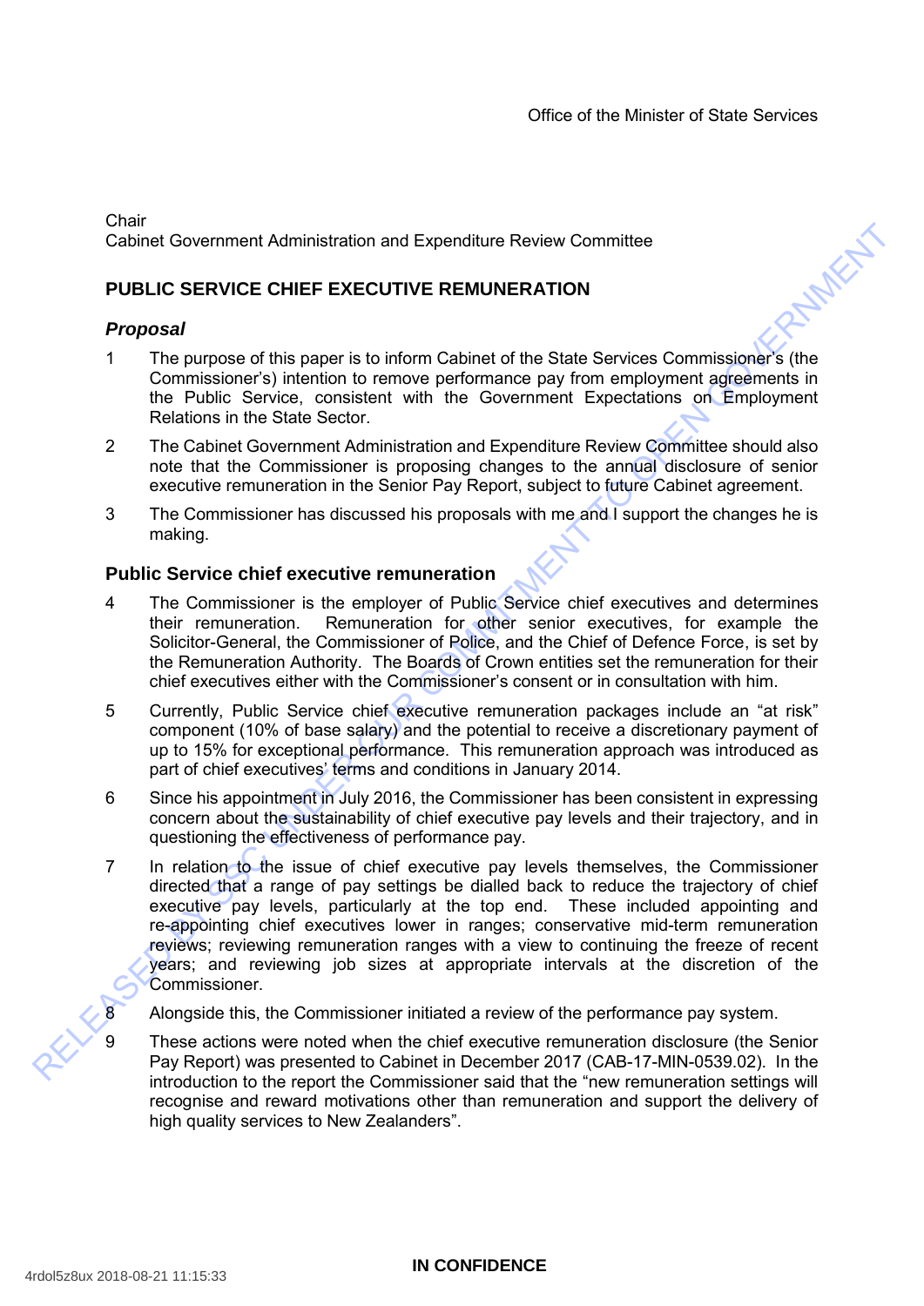Office of the Minister of State Services

Chair
Cabinet Government Administration and Expenditure Review Committee

## PUBLIC SERVICE CHIEF EXECUTIVE REMUNERATION

### *Proposal*

1. The purpose of this paper is to inform Cabinet of the State Services Commissioner's (the Commissioner's) intention to remove performance pay from employment agreements in the Public Service, consistent with the Government Expectations on Employment Relations in the State Sector.

2. The Cabinet Government Administration and Expenditure Review Committee should also note that the Commissioner is proposing changes to the annual disclosure of senior executive remuneration in the Senior Pay Report, subject to future Cabinet agreement.

3. The Commissioner has discussed his proposals with me and I support the changes he is making.

### Public Service chief executive remuneration

4. The Commissioner is the employer of Public Service chief executives and determines their remuneration. Remuneration for other senior executives, for example the Solicitor-General, the Commissioner of Police, and the Chief of Defence Force, is set by the Remuneration Authority. The Boards of Crown entities set the remuneration for their chief executives either with the Commissioner's consent or in consultation with him.

5. Currently, Public Service chief executive remuneration packages include an "at risk" component (10% of base salary) and the potential to receive a discretionary payment of up to 15% for exceptional performance. This remuneration approach was introduced as part of chief executives' terms and conditions in January 2014.

6. Since his appointment in July 2016, the Commissioner has been consistent in expressing concern about the sustainability of chief executive pay levels and their trajectory, and in questioning the effectiveness of performance pay.

7. In relation to the issue of chief executive pay levels themselves, the Commissioner directed that a range of pay settings be dialled back to reduce the trajectory of chief executive pay levels, particularly at the top end. These included appointing and re-appointing chief executives lower in ranges; conservative mid-term remuneration reviews; reviewing remuneration ranges with a view to continuing the freeze of recent years; and reviewing job sizes at appropriate intervals at the discretion of the Commissioner.

8. Alongside this, the Commissioner initiated a review of the performance pay system.

9. These actions were noted when the chief executive remuneration disclosure (the Senior Pay Report) was presented to Cabinet in December 2017 (CAB-17-MIN-0539.02). In the introduction to the report the Commissioner said that the "new remuneration settings will recognise and reward motivations other than remuneration and support the delivery of high quality services to New Zealanders".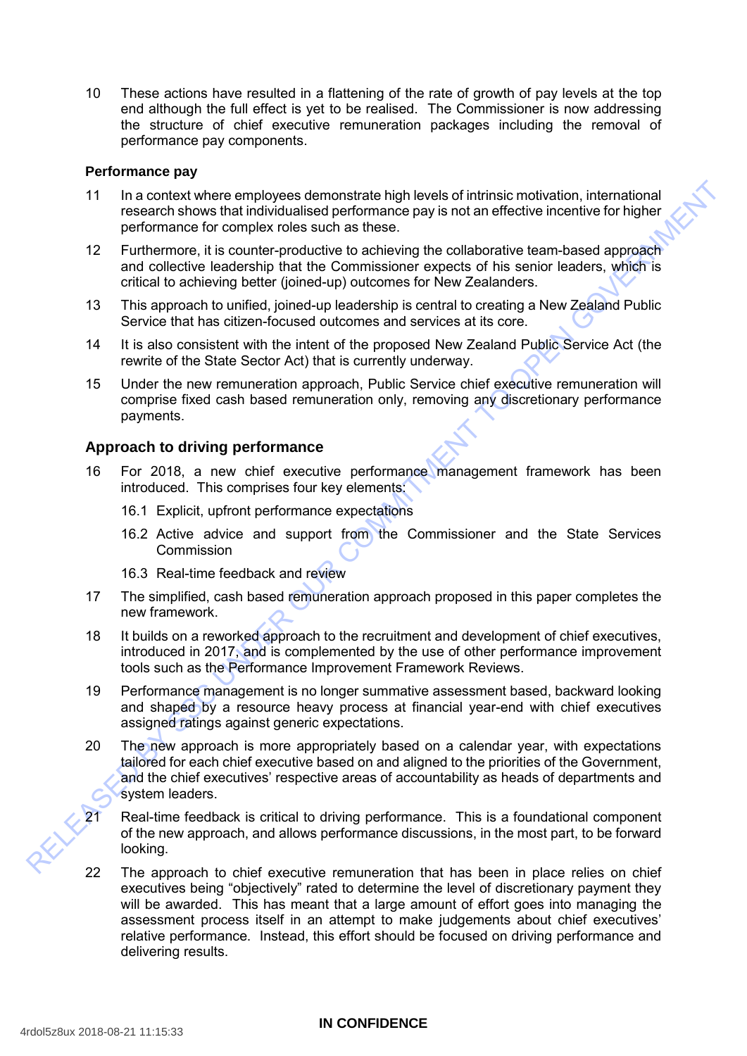10 These actions have resulted in a flattening of the rate of growth of pay levels at the top end although the full effect is yet to be realised. The Commissioner is now addressing the structure of chief executive remuneration packages including the removal of performance pay components.

### Performance pay

11 In a context where employees demonstrate high levels of intrinsic motivation, international research shows that individualised performance pay is not an effective incentive for higher performance for complex roles such as these.

12 Furthermore, it is counter-productive to achieving the collaborative team-based approach and collective leadership that the Commissioner expects of his senior leaders, which is critical to achieving better (joined-up) outcomes for New Zealanders.

13 This approach to unified, joined-up leadership is central to creating a New Zealand Public Service that has citizen-focused outcomes and services at its core.

14 It is also consistent with the intent of the proposed New Zealand Public Service Act (the rewrite of the State Sector Act) that is currently underway.

15 Under the new remuneration approach, Public Service chief executive remuneration will comprise fixed cash based remuneration only, removing any discretionary performance payments.

## Approach to driving performance

16 For 2018, a new chief executive performance management framework has been introduced. This comprises four key elements:

16.1 Explicit, upfront performance expectations

16.2 Active advice and support from the Commissioner and the State Services Commission

16.3 Real-time feedback and review

17 The simplified, cash based remuneration approach proposed in this paper completes the new framework.

18 It builds on a reworked approach to the recruitment and development of chief executives, introduced in 2017, and is complemented by the use of other performance improvement tools such as the Performance Improvement Framework Reviews.

19 Performance management is no longer summative assessment based, backward looking and shaped by a resource heavy process at financial year-end with chief executives assigned ratings against generic expectations.

20 The new approach is more appropriately based on a calendar year, with expectations tailored for each chief executive based on and aligned to the priorities of the Government, and the chief executives' respective areas of accountability as heads of departments and system leaders.

21 Real-time feedback is critical to driving performance. This is a foundational component of the new approach, and allows performance discussions, in the most part, to be forward looking.

22 The approach to chief executive remuneration that has been in place relies on chief executives being "objectively" rated to determine the level of discretionary payment they will be awarded. This has meant that a large amount of effort goes into managing the assessment process itself in an attempt to make judgements about chief executives' relative performance. Instead, this effort should be focused on driving performance and delivering results.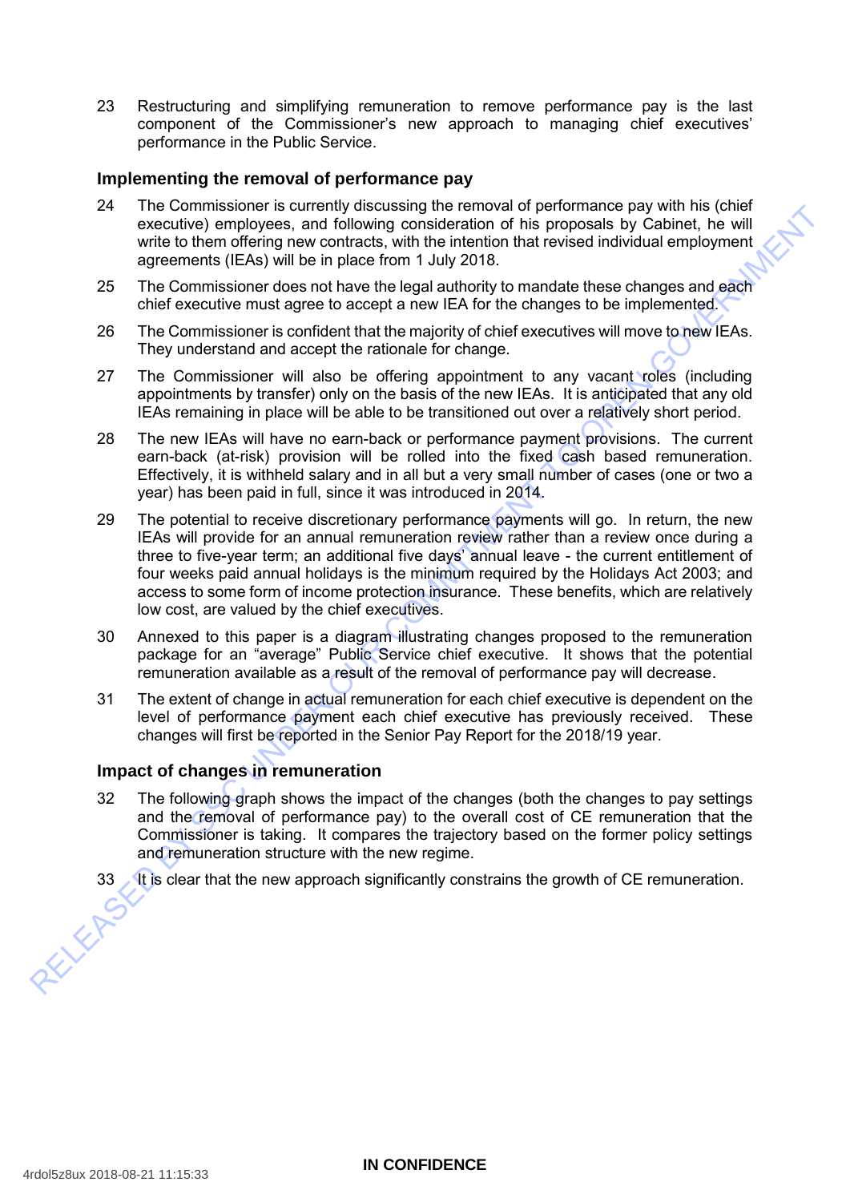23 Restructuring and simplifying remuneration to remove performance pay is the last component of the Commissioner's new approach to managing chief executives' performance in the Public Service.

## Implementing the removal of performance pay

24 The Commissioner is currently discussing the removal of performance pay with his (chief executive) employees, and following consideration of his proposals by Cabinet, he will write to them offering new contracts, with the intention that revised individual employment agreements (IEAs) will be in place from 1 July 2018.

25 The Commissioner does not have the legal authority to mandate these changes and each chief executive must agree to accept a new IEA for the changes to be implemented.

26 The Commissioner is confident that the majority of chief executives will move to new IEAs. They understand and accept the rationale for change.

27 The Commissioner will also be offering appointment to any vacant roles (including appointments by transfer) only on the basis of the new IEAs. It is anticipated that any old IEAs remaining in place will be able to be transitioned out over a relatively short period.

28 The new IEAs will have no earn-back or performance payment provisions. The current earn-back (at-risk) provision will be rolled into the fixed cash based remuneration. Effectively, it is withheld salary and in all but a very small number of cases (one or two a year) has been paid in full, since it was introduced in 2014.

29 The potential to receive discretionary performance payments will go. In return, the new IEAs will provide for an annual remuneration review rather than a review once during a three to five-year term; an additional five days' annual leave - the current entitlement of four weeks paid annual holidays is the minimum required by the Holidays Act 2003; and access to some form of income protection insurance. These benefits, which are relatively low cost, are valued by the chief executives.

30 Annexed to this paper is a diagram illustrating changes proposed to the remuneration package for an "average" Public Service chief executive. It shows that the potential remuneration available as a result of the removal of performance pay will decrease.

31 The extent of change in actual remuneration for each chief executive is dependent on the level of performance payment each chief executive has previously received. These changes will first be reported in the Senior Pay Report for the 2018/19 year.

## Impact of changes in remuneration

32 The following graph shows the impact of the changes (both the changes to pay settings and the removal of performance pay) to the overall cost of CE remuneration that the Commissioner is taking. It compares the trajectory based on the former policy settings and remuneration structure with the new regime.

33 It is clear that the new approach significantly constrains the growth of CE remuneration.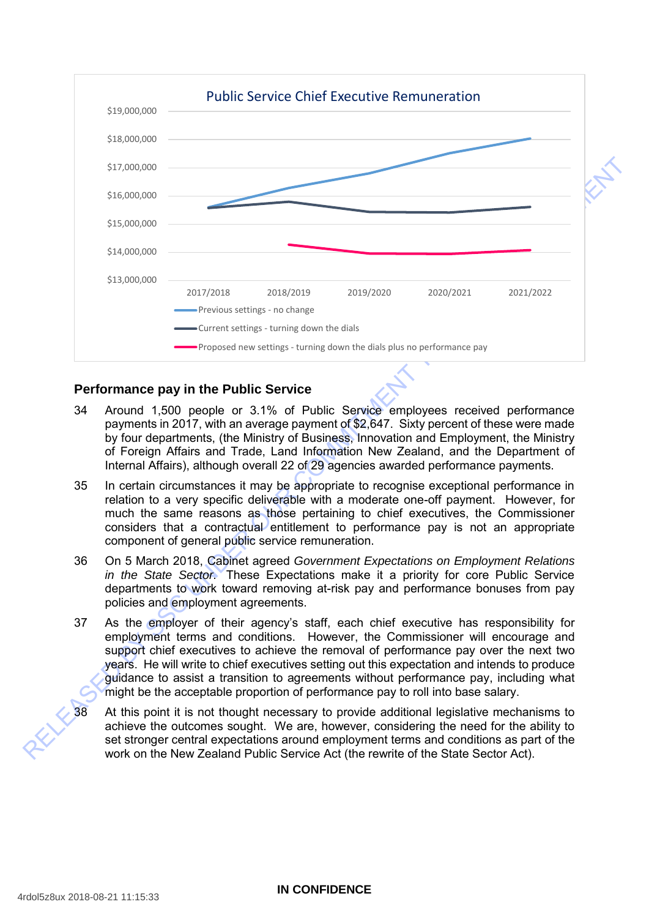**Public Service Chief Executive Remuneration**

- Previous settings - no change
- Current settings - turning down the dials
- Proposed new settings - turning down the dials plus no performance pay

### Performance pay in the Public Service

34 Around 1,500 people or 3.1% of Public Service employees received performance payments in 2017, with an average payment of $2,647. Sixty percent of these were made by four departments, (the Ministry of Business, Innovation and Employment, the Ministry of Foreign Affairs and Trade, Land Information New Zealand, and the Department of Internal Affairs), although overall 22 of 29 agencies awarded performance payments.

35 In certain circumstances it may be appropriate to recognise exceptional performance in relation to a very specific deliverable with a moderate one-off payment. However, for much the same reasons as those pertaining to chief executives, the Commissioner considers that a contractual entitlement to performance pay is not an appropriate component of general public service remuneration.

36 On 5 March 2018, Cabinet agreed *Government Expectations on Employment Relations in the State Sector*. These Expectations make it a priority for core Public Service departments to work toward removing at-risk pay and performance bonuses from pay policies and employment agreements.

37 As the employer of their agency's staff, each chief executive has responsibility for employment terms and conditions. However, the Commissioner will encourage and support chief executives to achieve the removal of performance pay over the next two years. He will write to chief executives setting out this expectation and intends to produce guidance to assist a transition to agreements without performance pay, including what might be the acceptable proportion of performance pay to roll into base salary.

38 At this point it is not thought necessary to provide additional legislative mechanisms to achieve the outcomes sought. We are, however, considering the need for the ability to set stronger central expectations around employment terms and conditions as part of the work on the New Zealand Public Service Act (the rewrite of the State Sector Act).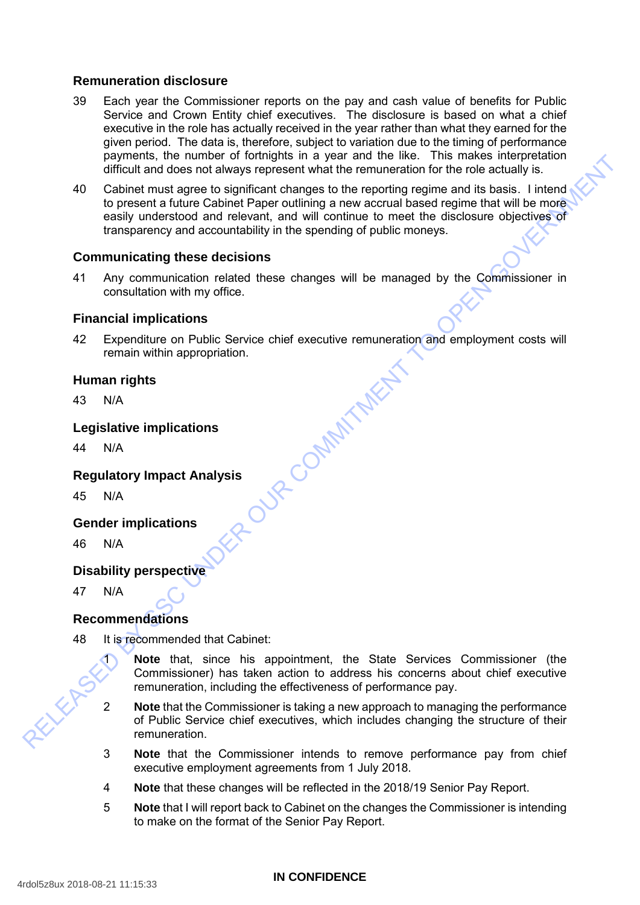## Remuneration disclosure

39 Each year the Commissioner reports on the pay and cash value of benefits for Public Service and Crown Entity chief executives. The disclosure is based on what a chief executive in the role has actually received in the year rather than what they earned for the given period. The data is, therefore, subject to variation due to the timing of performance payments, the number of fortnights in a year and the like. This makes interpretation difficult and does not always represent what the remuneration for the role actually is.

40 Cabinet must agree to significant changes to the reporting regime and its basis. I intend to present a future Cabinet Paper outlining a new accrual based regime that will be more easily understood and relevant, and will continue to meet the disclosure objectives of transparency and accountability in the spending of public moneys.

## Communicating these decisions

41 Any communication related these changes will be managed by the Commissioner in consultation with my office.

## Financial implications

42 Expenditure on Public Service chief executive remuneration and employment costs will remain within appropriation.

## Human rights

43 N/A

## Legislative implications

44 N/A

## Regulatory Impact Analysis

45 N/A

## Gender implications

46 N/A

## Disability perspective

47 N/A

## Recommendations

48 It is recommended that Cabinet:

1. **Note** that, since his appointment, the State Services Commissioner (the Commissioner) has taken action to address his concerns about chief executive remuneration, including the effectiveness of performance pay.
2. **Note** that the Commissioner is taking a new approach to managing the performance of Public Service chief executives, which includes changing the structure of their remuneration.
3. **Note** that the Commissioner intends to remove performance pay from chief executive employment agreements from 1 July 2018.
4. **Note** that these changes will be reflected in the 2018/19 Senior Pay Report.
5. **Note** that I will report back to Cabinet on the changes the Commissioner is intending to make on the format of the Senior Pay Report.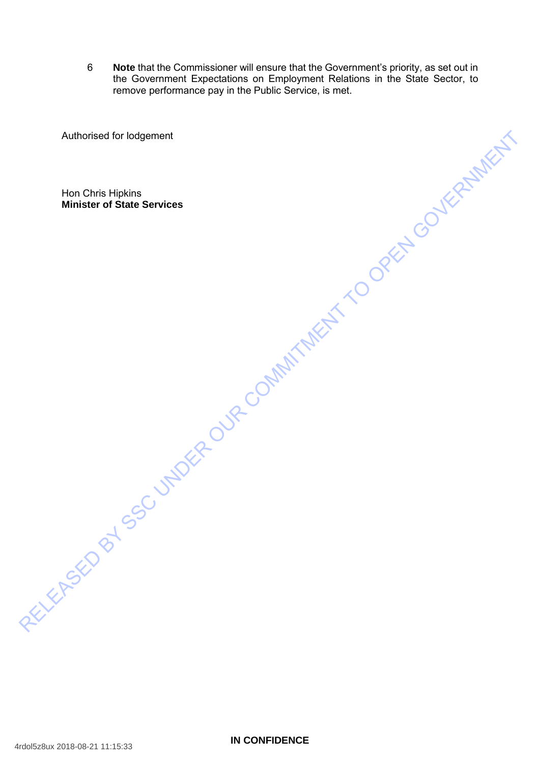6 **Note** that the Commissioner will ensure that the Government's priority, as set out in the Government Expectations on Employment Relations in the State Sector, to remove performance pay in the Public Service, is met.

Authorised for lodgement

Hon Chris Hipkins
**Minister of State Services**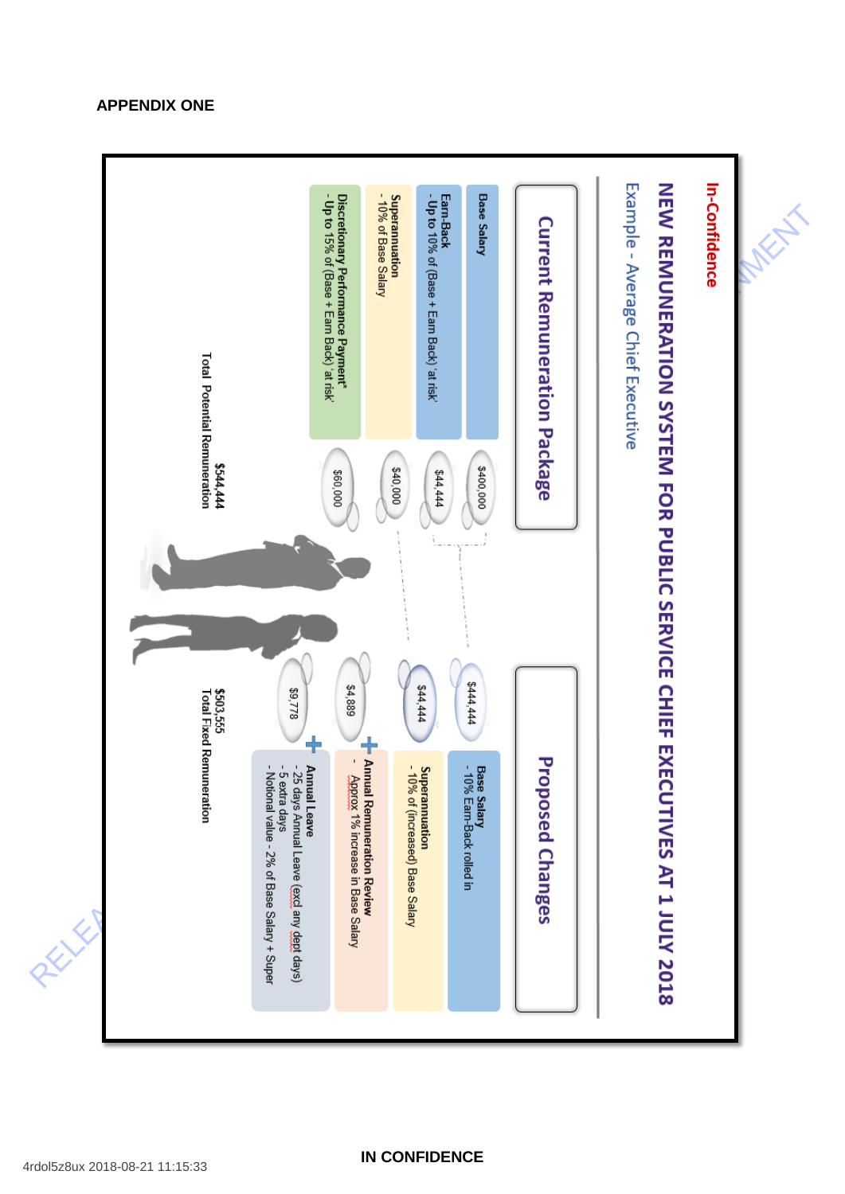**APPENDIX ONE**

In-Confidence

# NEW REMUNERATION SYSTEM FOR PUBLIC SERVICE CHIEF EXECUTIVES AT 1 JULY 2018

Example - Average Chief Executive

## Current Remuneration Package

**Base Salary**
$400,000

**Earn-Back**
- Up to 10% of (Base + Earn Back) 'at risk'
$44,444

**Superannuation**
- 10% of Base Salary
$40,000

**Discretionary Performance Payment***
- Up to 15% of (Base + Earn Back) 'at risk'
$60,000

**$544,444**
Total Potential Remuneration

## Proposed Changes

**Base Salary**
- 10% Earn-Back rolled in
$444,444

**Superannuation**
- 10% of (increased) Base Salary
$44,444

+ **Annual Remuneration Review**
- Approx 1% increase in Base Salary
$4,889

+ **Annual Leave**
- 25 days Annual Leave (excl any dept days)
- 5 extra days
- Notional value - 2% of Base Salary + Super
$9,778

**$503,555**
Total Fixed Remuneration

IN CONFIDENCE

4rdol5z8ux 2018-08-21 11:15:33